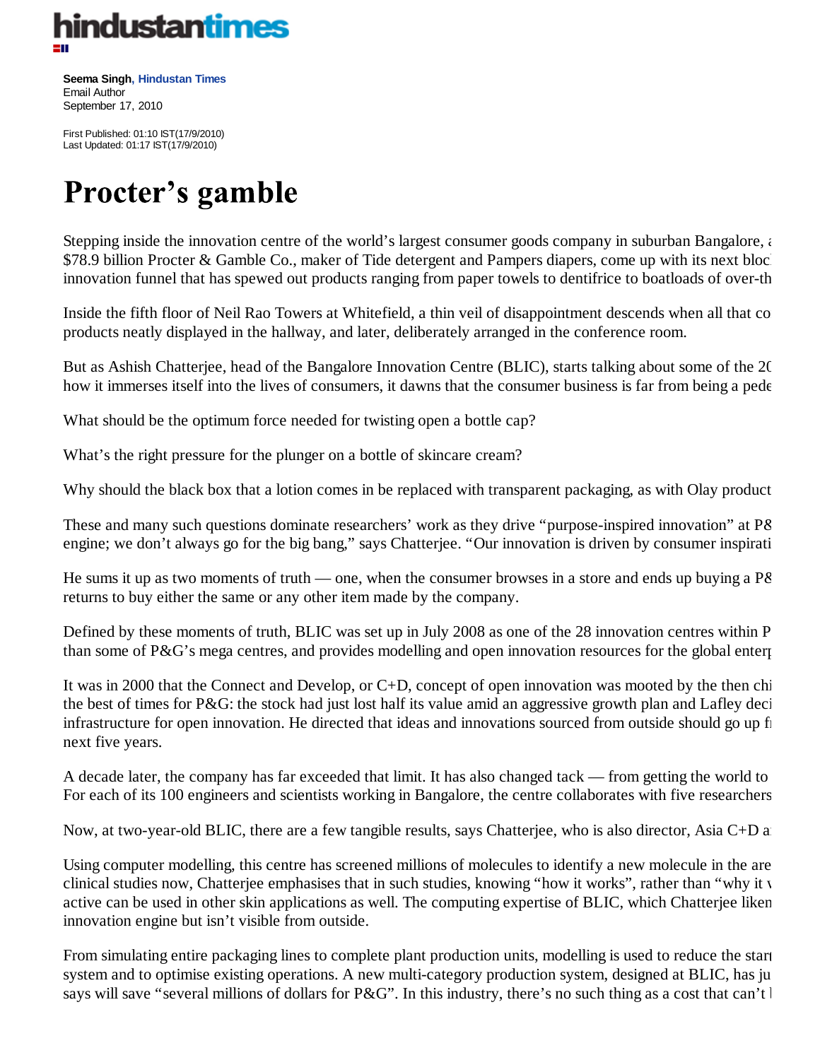**Seema Singh**, Hindustan Times
Email Author
September 17, 2010

First Published: 01:10 IST(17/9/2010)
Last Updated: 01:17 IST(17/9/2010)

# Procter's gamble

Stepping inside the innovation centre of the world's largest consumer goods company in suburban Bangalore, a
$78.9 billion Procter & Gamble Co., maker of Tide detergent and Pampers diapers, come up with its next bloc
innovation funnel that has spewed out products ranging from paper towels to dentifrice to boatloads of over-th

Inside the fifth floor of Neil Rao Towers at Whitefield, a thin veil of disappointment descends when all that co
products neatly displayed in the hallway, and later, deliberately arranged in the conference room.

But as Ashish Chatterjee, head of the Bangalore Innovation Centre (BLIC), starts talking about some of the 20
how it immerses itself into the lives of consumers, it dawns that the consumer business is far from being a pede

What should be the optimum force needed for twisting open a bottle cap?

What's the right pressure for the plunger on a bottle of skincare cream?

Why should the black box that a lotion comes in be replaced with transparent packaging, as with Olay product

These and many such questions dominate researchers' work as they drive "purpose-inspired innovation" at P&
engine; we don't always go for the big bang," says Chatterjee. "Our innovation is driven by consumer inspirati

He sums it up as two moments of truth — one, when the consumer browses in a store and ends up buying a P&
returns to buy either the same or any other item made by the company.

Defined by these moments of truth, BLIC was set up in July 2008 as one of the 28 innovation centres within P
than some of P&G's mega centres, and provides modelling and open innovation resources for the global enterp

It was in 2000 that the Connect and Develop, or C+D, concept of open innovation was mooted by the then chi
the best of times for P&G: the stock had just lost half its value amid an aggressive growth plan and Lafley deci
infrastructure for open innovation. He directed that ideas and innovations sourced from outside should go up fr
next five years.

A decade later, the company has far exceeded that limit. It has also changed tack — from getting the world to
For each of its 100 engineers and scientists working in Bangalore, the centre collaborates with five researchers

Now, at two-year-old BLIC, there are a few tangible results, says Chatterjee, who is also director, Asia C+D a

Using computer modelling, this centre has screened millions of molecules to identify a new molecule in the are
clinical studies now, Chatterjee emphasises that in such studies, knowing "how it works", rather than "why it w
active can be used in other skin applications as well. The computing expertise of BLIC, which Chatterjee liken
innovation engine but isn't visible from outside.

From simulating entire packaging lines to complete plant production units, modelling is used to reduce the start
system and to optimise existing operations. A new multi-category production system, designed at BLIC, has ju
says will save "several millions of dollars for P&G". In this industry, there's no such thing as a cost that can't b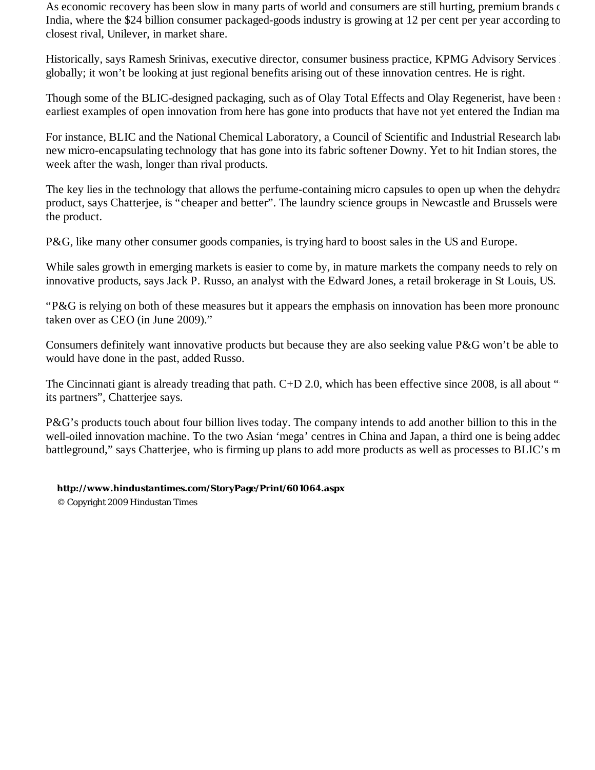As economic recovery has been slow in many parts of world and consumers are still hurting, premium brands c India, where the $24 billion consumer packaged-goods industry is growing at 12 per cent per year according to closest rival, Unilever, in market share.

Historically, says Ramesh Srinivas, executive director, consumer business practice, KPMG Advisory Services globally; it won't be looking at just regional benefits arising out of these innovation centres. He is right.

Though some of the BLIC-designed packaging, such as of Olay Total Effects and Olay Regenerist, have been s earliest examples of open innovation from here has gone into products that have not yet entered the Indian ma

For instance, BLIC and the National Chemical Laboratory, a Council of Scientific and Industrial Research lab new micro-encapsulating technology that has gone into its fabric softener Downy. Yet to hit Indian stores, the week after the wash, longer than rival products.

The key lies in the technology that allows the perfume-containing micro capsules to open up when the dehydra product, says Chatterjee, is "cheaper and better". The laundry science groups in Newcastle and Brussels were the product.

P&G, like many other consumer goods companies, is trying hard to boost sales in the US and Europe.

While sales growth in emerging markets is easier to come by, in mature markets the company needs to rely on innovative products, says Jack P. Russo, an analyst with the Edward Jones, a retail brokerage in St Louis, US.

"P&G is relying on both of these measures but it appears the emphasis on innovation has been more pronounc taken over as CEO (in June 2009)."

Consumers definitely want innovative products but because they are also seeking value P&G won't be able to would have done in the past, added Russo.

The Cincinnati giant is already treading that path. C+D 2.0, which has been effective since 2008, is all about " its partners", Chatterjee says.

P&G's products touch about four billion lives today. The company intends to add another billion to this in the well-oiled innovation machine. To the two Asian 'mega' centres in China and Japan, a third one is being addec battleground," says Chatterjee, who is firming up plans to add more products as well as processes to BLIC's m

**http://www.hindustantimes.com/StoryPage/Print/601064.aspx**

© Copyright 2009 Hindustan Times